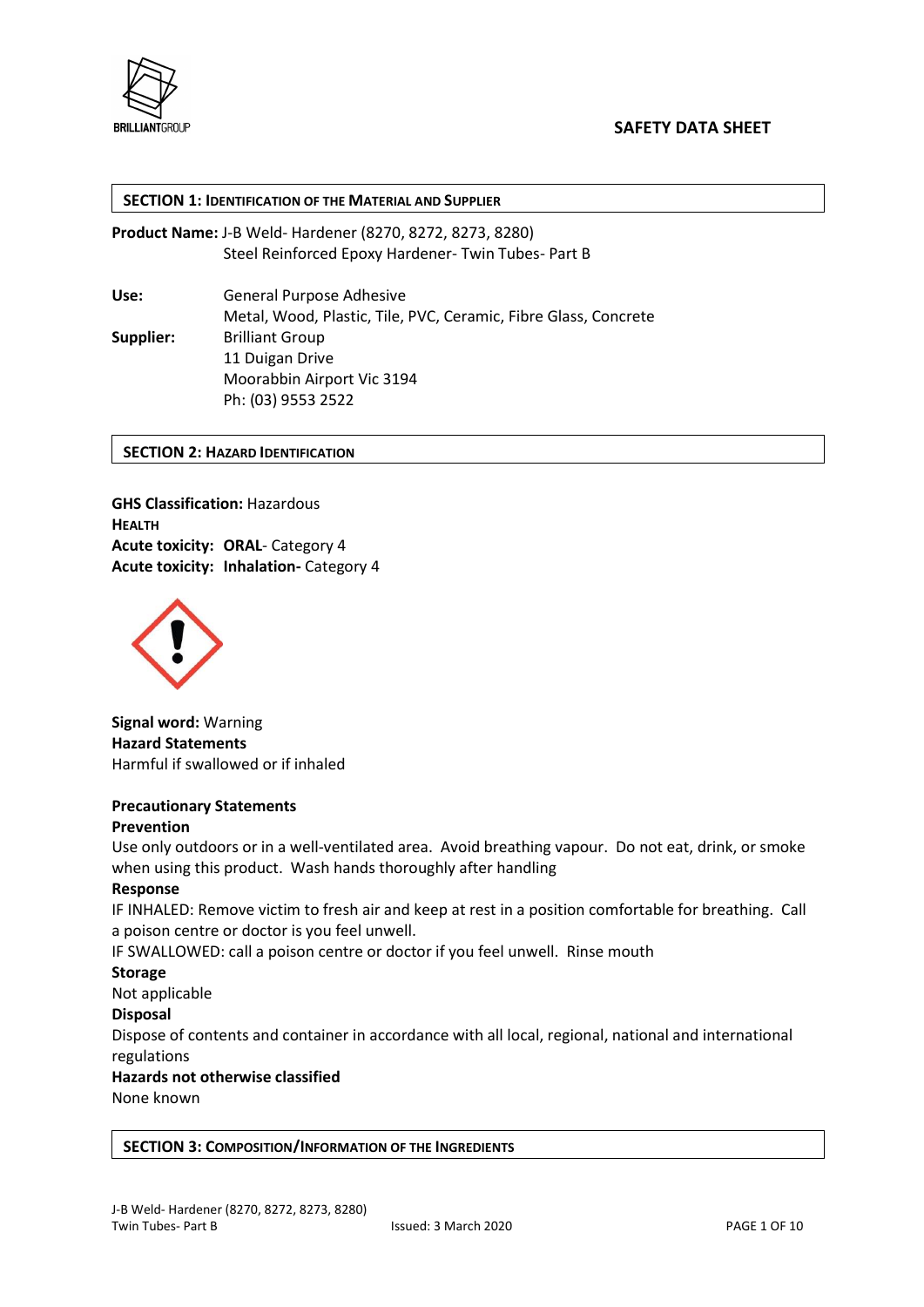**SAFETY DATA SHEET**

## SECTION 1: IDENTIFICATION OF THE MATERIAL AND SUPPLIER

**Product Name:** J-B Weld- Hardener (8270, 8272, 8273, 8280)
Steel Reinforced Epoxy Hardener- Twin Tubes- Part B

**Use:** General Purpose Adhesive
Metal, Wood, Plastic, Tile, PVC, Ceramic, Fibre Glass, Concrete

**Supplier:** Brilliant Group
11 Duigan Drive
Moorabbin Airport Vic 3194
Ph: (03) 9553 2522

## SECTION 2: HAZARD IDENTIFICATION

**GHS Classification:** Hazardous
**HEALTH**
**Acute toxicity: ORAL**- Category 4
**Acute toxicity: Inhalation-** Category 4

**Signal word:** Warning
**Hazard Statements**
Harmful if swallowed or if inhaled

**Precautionary Statements**
**Prevention**
Use only outdoors or in a well-ventilated area. Avoid breathing vapour. Do not eat, drink, or smoke when using this product. Wash hands thoroughly after handling
**Response**
IF INHALED: Remove victim to fresh air and keep at rest in a position comfortable for breathing. Call a poison centre or doctor is you feel unwell.
IF SWALLOWED: call a poison centre or doctor if you feel unwell. Rinse mouth
**Storage**
Not applicable
**Disposal**
Dispose of contents and container in accordance with all local, regional, national and international regulations
**Hazards not otherwise classified**
None known

## SECTION 3: COMPOSITION/INFORMATION OF THE INGREDIENTS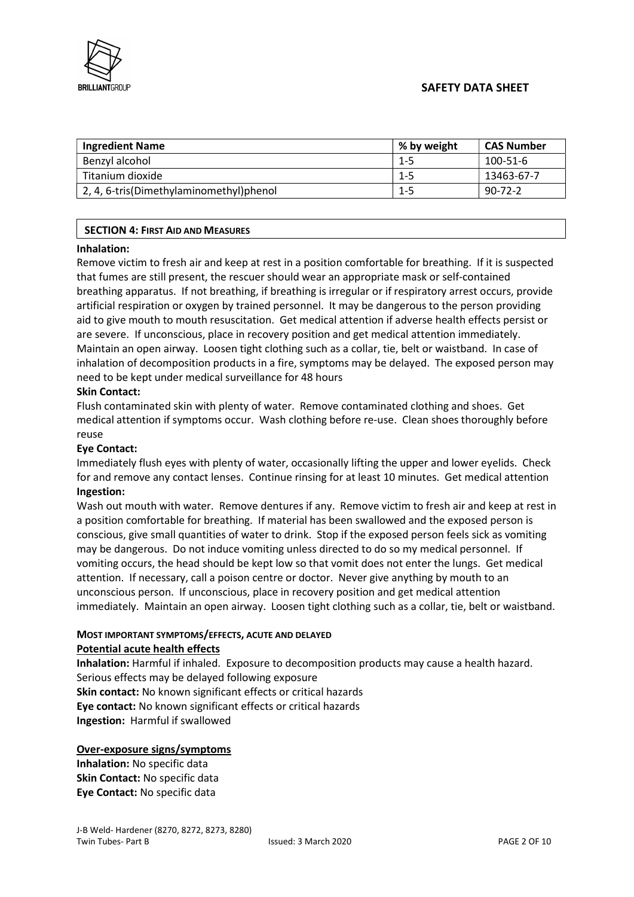| Ingredient Name | % by weight | CAS Number |
|---|---|---|
| Benzyl alcohol | 1-5 | 100-51-6 |
| Titanium dioxide | 1-5 | 13463-67-7 |
| 2, 4, 6-tris(Dimethylaminomethyl)phenol | 1-5 | 90-72-2 |

## SECTION 4: FIRST AID AND MEASURES

**Inhalation:**

Remove victim to fresh air and keep at rest in a position comfortable for breathing. If it is suspected that fumes are still present, the rescuer should wear an appropriate mask or self-contained breathing apparatus. If not breathing, if breathing is irregular or if respiratory arrest occurs, provide artificial respiration or oxygen by trained personnel. It may be dangerous to the person providing aid to give mouth to mouth resuscitation. Get medical attention if adverse health effects persist or are severe. If unconscious, place in recovery position and get medical attention immediately. Maintain an open airway. Loosen tight clothing such as a collar, tie, belt or waistband. In case of inhalation of decomposition products in a fire, symptoms may be delayed. The exposed person may need to be kept under medical surveillance for 48 hours

**Skin Contact:**

Flush contaminated skin with plenty of water. Remove contaminated clothing and shoes. Get medical attention if symptoms occur. Wash clothing before re-use. Clean shoes thoroughly before reuse

**Eye Contact:**

Immediately flush eyes with plenty of water, occasionally lifting the upper and lower eyelids. Check for and remove any contact lenses. Continue rinsing for at least 10 minutes. Get medical attention

**Ingestion:**

Wash out mouth with water. Remove dentures if any. Remove victim to fresh air and keep at rest in a position comfortable for breathing. If material has been swallowed and the exposed person is conscious, give small quantities of water to drink. Stop if the exposed person feels sick as vomiting may be dangerous. Do not induce vomiting unless directed to do so my medical personnel. If vomiting occurs, the head should be kept low so that vomit does not enter the lungs. Get medical attention. If necessary, call a poison centre or doctor. Never give anything by mouth to an unconscious person. If unconscious, place in recovery position and get medical attention immediately. Maintain an open airway. Loosen tight clothing such as a collar, tie, belt or waistband.

### MOST IMPORTANT SYMPTOMS/EFFECTS, ACUTE AND DELAYED

**Potential acute health effects**

**Inhalation:** Harmful if inhaled. Exposure to decomposition products may cause a health hazard. Serious effects may be delayed following exposure

**Skin contact:** No known significant effects or critical hazards

**Eye contact:** No known significant effects or critical hazards

**Ingestion:** Harmful if swallowed

**Over-exposure signs/symptoms**

**Inhalation:** No specific data

**Skin Contact:** No specific data

**Eye Contact:** No specific data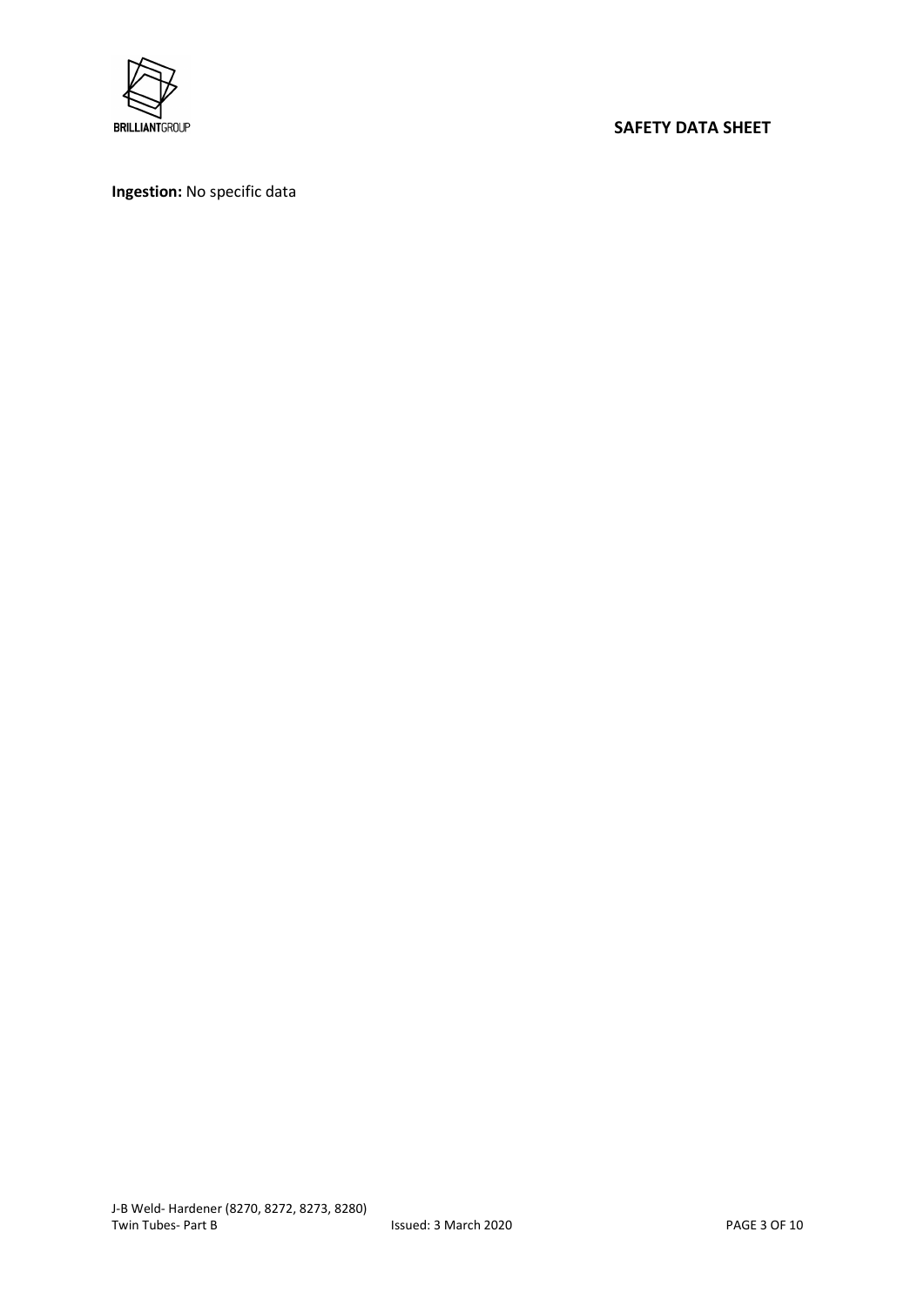**Ingestion:** No specific data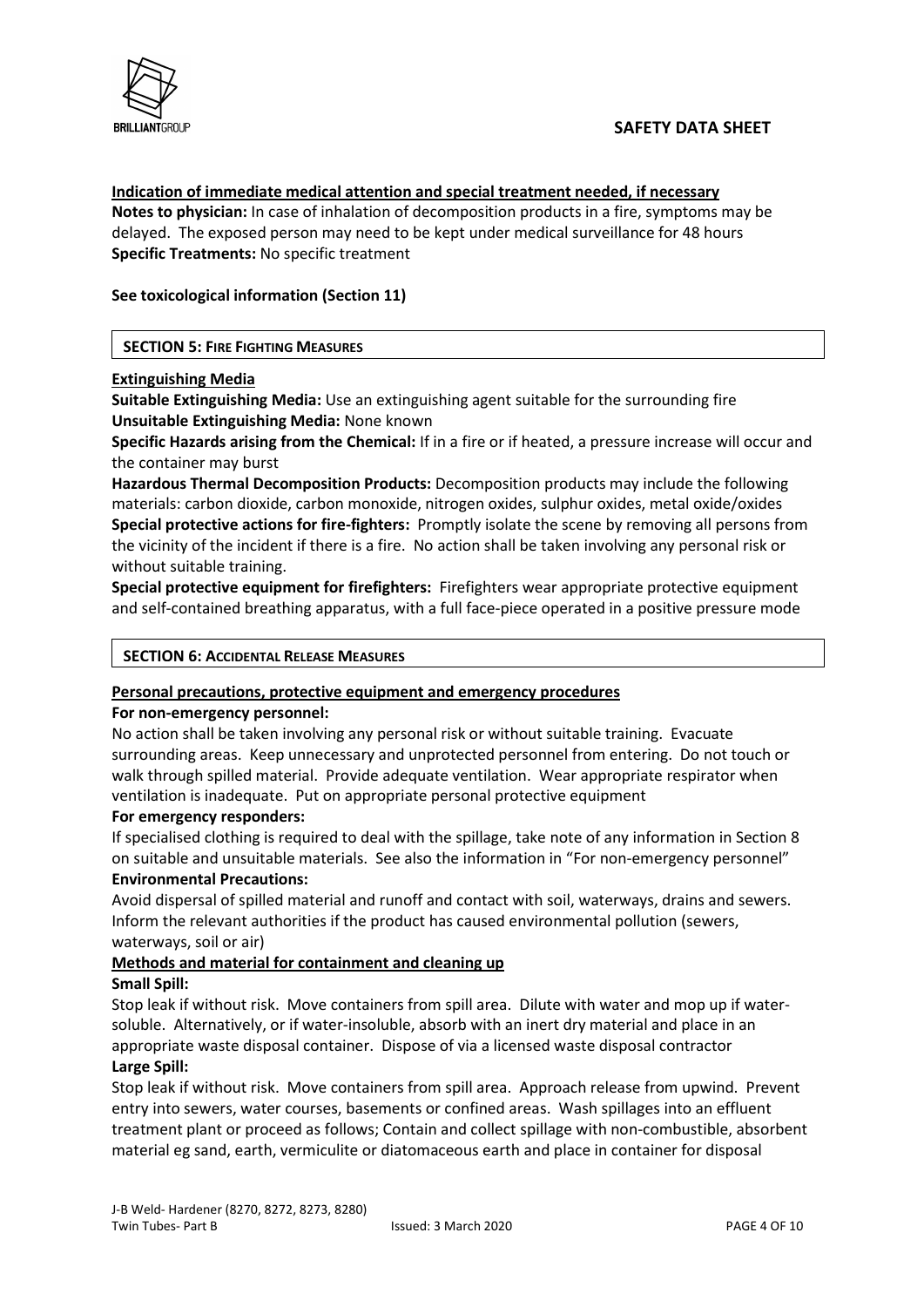**Indication of immediate medical attention and special treatment needed, if necessary**

**Notes to physician:** In case of inhalation of decomposition products in a fire, symptoms may be delayed. The exposed person may need to be kept under medical surveillance for 48 hours

**Specific Treatments:** No specific treatment

**See toxicological information (Section 11)**

## SECTION 5: FIRE FIGHTING MEASURES

**Extinguishing Media**

**Suitable Extinguishing Media:** Use an extinguishing agent suitable for the surrounding fire

**Unsuitable Extinguishing Media:** None known

**Specific Hazards arising from the Chemical:** If in a fire or if heated, a pressure increase will occur and the container may burst

**Hazardous Thermal Decomposition Products:** Decomposition products may include the following materials: carbon dioxide, carbon monoxide, nitrogen oxides, sulphur oxides, metal oxide/oxides

**Special protective actions for fire-fighters:** Promptly isolate the scene by removing all persons from the vicinity of the incident if there is a fire. No action shall be taken involving any personal risk or without suitable training.

**Special protective equipment for firefighters:** Firefighters wear appropriate protective equipment and self-contained breathing apparatus, with a full face-piece operated in a positive pressure mode

## SECTION 6: ACCIDENTAL RELEASE MEASURES

**Personal precautions, protective equipment and emergency procedures**

**For non-emergency personnel:**

No action shall be taken involving any personal risk or without suitable training. Evacuate surrounding areas. Keep unnecessary and unprotected personnel from entering. Do not touch or walk through spilled material. Provide adequate ventilation. Wear appropriate respirator when ventilation is inadequate. Put on appropriate personal protective equipment

**For emergency responders:**

If specialised clothing is required to deal with the spillage, take note of any information in Section 8 on suitable and unsuitable materials. See also the information in "For non-emergency personnel"

**Environmental Precautions:**

Avoid dispersal of spilled material and runoff and contact with soil, waterways, drains and sewers. Inform the relevant authorities if the product has caused environmental pollution (sewers, waterways, soil or air)

**Methods and material for containment and cleaning up**

**Small Spill:**

Stop leak if without risk. Move containers from spill area. Dilute with water and mop up if water-soluble. Alternatively, or if water-insoluble, absorb with an inert dry material and place in an appropriate waste disposal container. Dispose of via a licensed waste disposal contractor

**Large Spill:**

Stop leak if without risk. Move containers from spill area. Approach release from upwind. Prevent entry into sewers, water courses, basements or confined areas. Wash spillages into an effluent treatment plant or proceed as follows; Contain and collect spillage with non-combustible, absorbent material eg sand, earth, vermiculite or diatomaceous earth and place in container for disposal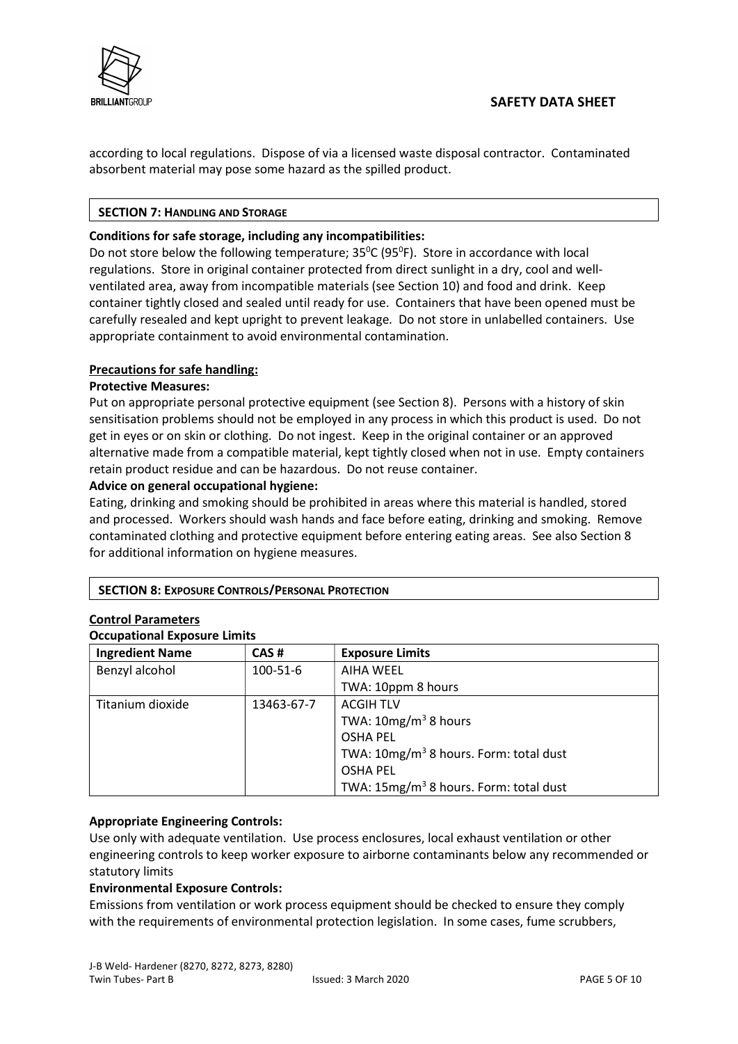according to local regulations. Dispose of via a licensed waste disposal contractor. Contaminated absorbent material may pose some hazard as the spilled product.

## SECTION 7: HANDLING AND STORAGE

**Conditions for safe storage, including any incompatibilities:**
Do not store below the following temperature; $35^0$C ($95^0$F). Store in accordance with local regulations. Store in original container protected from direct sunlight in a dry, cool and well-ventilated area, away from incompatible materials (see Section 10) and food and drink. Keep container tightly closed and sealed until ready for use. Containers that have been opened must be carefully resealed and kept upright to prevent leakage. Do not store in unlabelled containers. Use appropriate containment to avoid environmental contamination.

**Precautions for safe handling:**

**Protective Measures:**
Put on appropriate personal protective equipment (see Section 8). Persons with a history of skin sensitisation problems should not be employed in any process in which this product is used. Do not get in eyes or on skin or clothing. Do not ingest. Keep in the original container or an approved alternative made from a compatible material, kept tightly closed when not in use. Empty containers retain product residue and can be hazardous. Do not reuse container.

**Advice on general occupational hygiene:**
Eating, drinking and smoking should be prohibited in areas where this material is handled, stored and processed. Workers should wash hands and face before eating, drinking and smoking. Remove contaminated clothing and protective equipment before entering eating areas. See also Section 8 for additional information on hygiene measures.

## SECTION 8: EXPOSURE CONTROLS/PERSONAL PROTECTION

**Control Parameters**

**Occupational Exposure Limits**

| Ingredient Name | CAS # | Exposure Limits |
|---|---|---|
| Benzyl alcohol | 100-51-6 | AIHA WEEL<br>TWA: 10ppm 8 hours |
| Titanium dioxide | 13463-67-7 | ACGIH TLV<br>TWA: 10mg/m$^3$ 8 hours<br>OSHA PEL<br>TWA: 10mg/m$^3$ 8 hours. Form: total dust<br>OSHA PEL<br>TWA: 15mg/m$^3$ 8 hours. Form: total dust |

**Appropriate Engineering Controls:**
Use only with adequate ventilation. Use process enclosures, local exhaust ventilation or other engineering controls to keep worker exposure to airborne contaminants below any recommended or statutory limits

**Environmental Exposure Controls:**
Emissions from ventilation or work process equipment should be checked to ensure they comply with the requirements of environmental protection legislation. In some cases, fume scrubbers,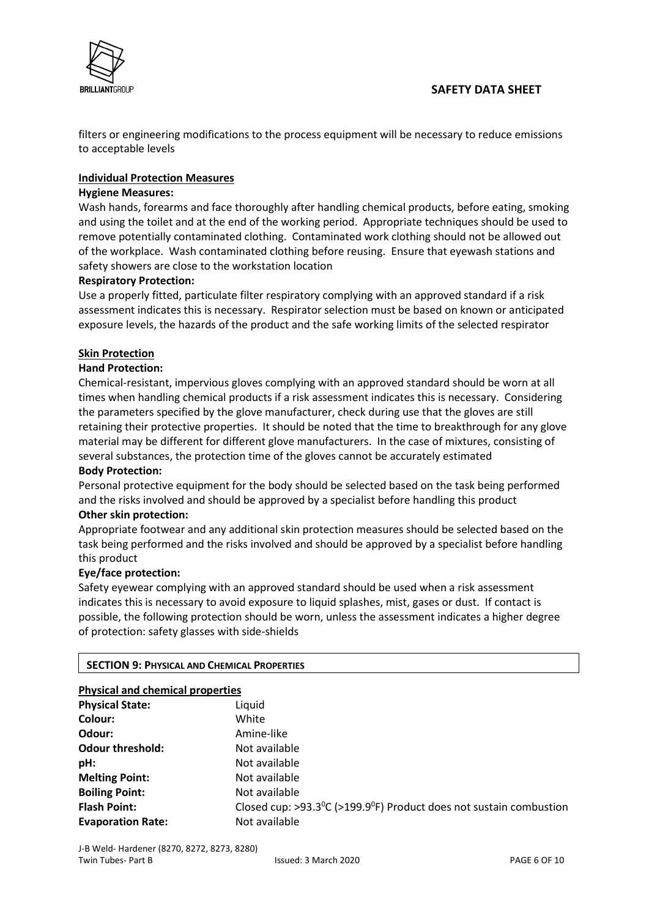filters or engineering modifications to the process equipment will be necessary to reduce emissions to acceptable levels

**Individual Protection Measures**

**Hygiene Measures:**

Wash hands, forearms and face thoroughly after handling chemical products, before eating, smoking and using the toilet and at the end of the working period. Appropriate techniques should be used to remove potentially contaminated clothing. Contaminated work clothing should not be allowed out of the workplace. Wash contaminated clothing before reusing. Ensure that eyewash stations and safety showers are close to the workstation location

**Respiratory Protection:**

Use a properly fitted, particulate filter respiratory complying with an approved standard if a risk assessment indicates this is necessary. Respirator selection must be based on known or anticipated exposure levels, the hazards of the product and the safe working limits of the selected respirator

**Skin Protection**

**Hand Protection:**

Chemical-resistant, impervious gloves complying with an approved standard should be worn at all times when handling chemical products if a risk assessment indicates this is necessary. Considering the parameters specified by the glove manufacturer, check during use that the gloves are still retaining their protective properties. It should be noted that the time to breakthrough for any glove material may be different for different glove manufacturers. In the case of mixtures, consisting of several substances, the protection time of the gloves cannot be accurately estimated

**Body Protection:**

Personal protective equipment for the body should be selected based on the task being performed and the risks involved and should be approved by a specialist before handling this product

**Other skin protection:**

Appropriate footwear and any additional skin protection measures should be selected based on the task being performed and the risks involved and should be approved by a specialist before handling this product

**Eye/face protection:**

Safety eyewear complying with an approved standard should be used when a risk assessment indicates this is necessary to avoid exposure to liquid splashes, mist, gases or dust. If contact is possible, the following protection should be worn, unless the assessment indicates a higher degree of protection: safety glasses with side-shields

## SECTION 9: PHYSICAL AND CHEMICAL PROPERTIES

**Physical and chemical properties**

| | |
|---|---|
| **Physical State:** | Liquid |
| **Colour:** | White |
| **Odour:** | Amine-like |
| **Odour threshold:** | Not available |
| **pH:** | Not available |
| **Melting Point:** | Not available |
| **Boiling Point:** | Not available |
| **Flash Point:** | Closed cup: >93.3$^0$C (>199.9$^0$F) Product does not sustain combustion |
| **Evaporation Rate:** | Not available |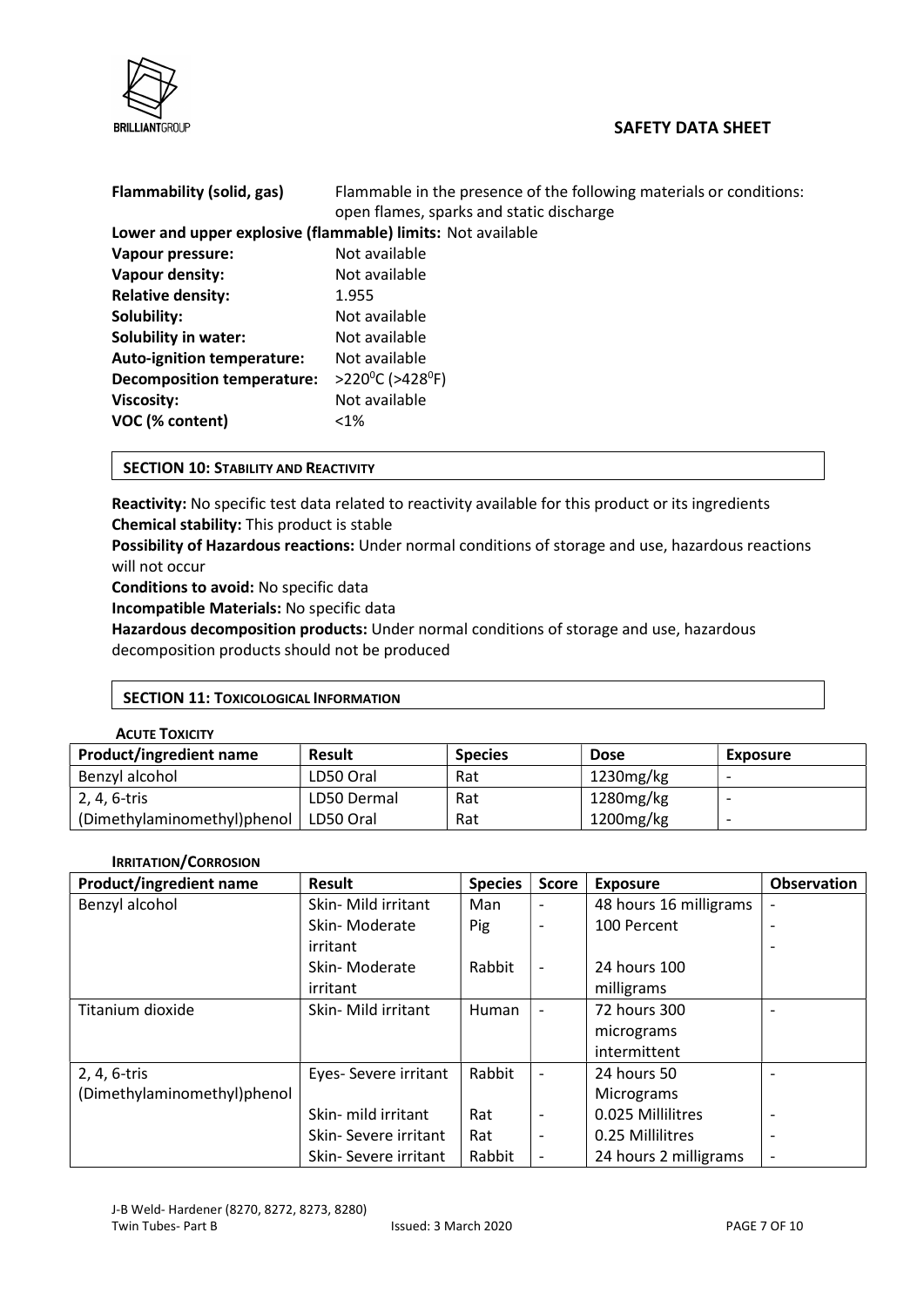| | |
|---|---|
| **Flammability (solid, gas)** | Flammable in the presence of the following materials or conditions: open flames, sparks and static discharge |

**Lower and upper explosive (flammable) limits:** Not available

| | |
|---|---|
| **Vapour pressure:** | Not available |
| **Vapour density:** | Not available |
| **Relative density:** | 1.955 |
| **Solubility:** | Not available |
| **Solubility in water:** | Not available |
| **Auto-ignition temperature:** | Not available |
| **Decomposition temperature:** | >220$^0$C (>428$^0$F) |
| **Viscosity:** | Not available |
| **VOC (% content)** | <1% |

## SECTION 10: STABILITY AND REACTIVITY

**Reactivity:** No specific test data related to reactivity available for this product or its ingredients

**Chemical stability:** This product is stable

**Possibility of Hazardous reactions:** Under normal conditions of storage and use, hazardous reactions will not occur

**Conditions to avoid:** No specific data

**Incompatible Materials:** No specific data

**Hazardous decomposition products:** Under normal conditions of storage and use, hazardous decomposition products should not be produced

## SECTION 11: TOXICOLOGICAL INFORMATION

### ACUTE TOXICITY

| Product/ingredient name | Result | Species | Dose | Exposure |
|---|---|---|---|---|
| Benzyl alcohol | LD50 Oral | Rat | 1230mg/kg | - |
| 2, 4, 6-tris (Dimethylaminomethyl)phenol | LD50 Dermal | Rat | 1280mg/kg | - |
| | LD50 Oral | Rat | 1200mg/kg | - |

### IRRITATION/CORROSION

| Product/ingredient name | Result | Species | Score | Exposure | Observation |
|---|---|---|---|---|---|
| Benzyl alcohol | Skin- Mild irritant | Man | - | 48 hours 16 milligrams | - |
| | Skin- Moderate irritant | Pig | - | 100 Percent | - |
| | Skin- Moderate irritant | Rabbit | - | 24 hours 100 milligrams | - |
| Titanium dioxide | Skin- Mild irritant | Human | - | 72 hours 300 micrograms intermittent | - |
| 2, 4, 6-tris (Dimethylaminomethyl)phenol | Eyes- Severe irritant | Rabbit | - | 24 hours 50 Micrograms | - |
| | Skin- mild irritant | Rat | - | 0.025 Millilitres | - |
| | Skin- Severe irritant | Rat | - | 0.25 Millilitres | - |
| | Skin- Severe irritant | Rabbit | - | 24 hours 2 milligrams | - |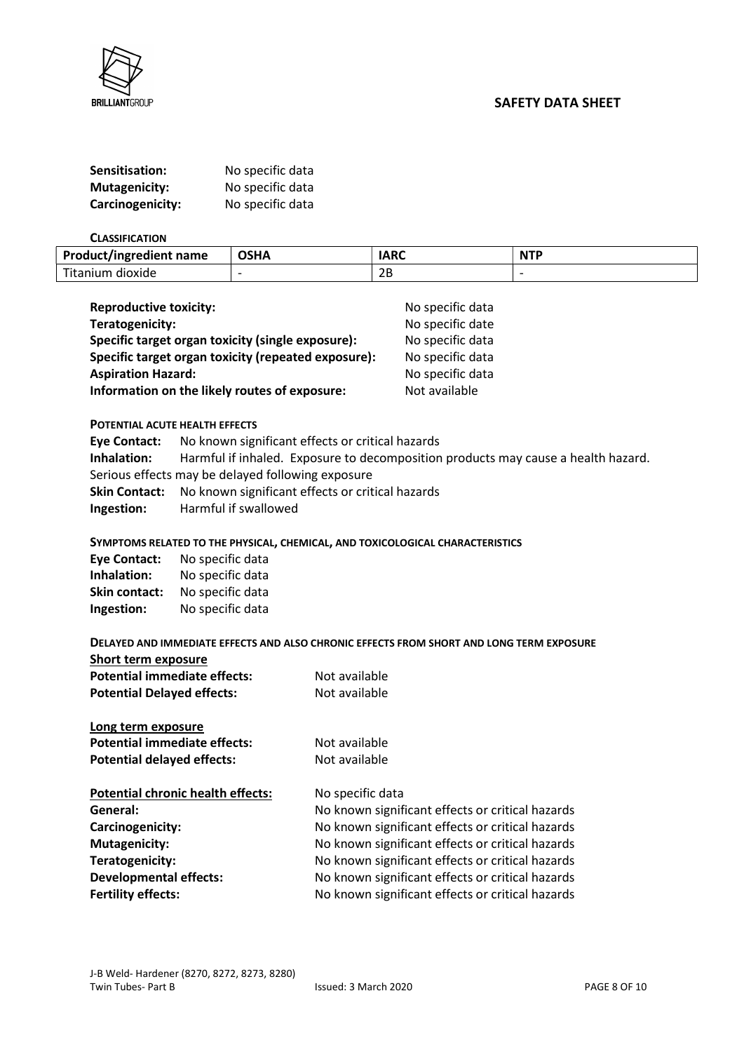**Sensitisation:** No specific data
**Mutagenicity:** No specific data
**Carcinogenicity:** No specific data

**CLASSIFICATION**

| Product/ingredient name | OSHA | IARC | NTP |
| --- | --- | --- | --- |
| Titanium dioxide | - | 2B | - |

**Reproductive toxicity:** No specific data
**Teratogenicity:** No specific date
**Specific target organ toxicity (single exposure):** No specific data
**Specific target organ toxicity (repeated exposure):** No specific data
**Aspiration Hazard:** No specific data
**Information on the likely routes of exposure:** Not available

**POTENTIAL ACUTE HEALTH EFFECTS**

**Eye Contact:** No known significant effects or critical hazards
**Inhalation:** Harmful if inhaled. Exposure to decomposition products may cause a health hazard. Serious effects may be delayed following exposure
**Skin Contact:** No known significant effects or critical hazards
**Ingestion:** Harmful if swallowed

**SYMPTOMS RELATED TO THE PHYSICAL, CHEMICAL, AND TOXICOLOGICAL CHARACTERISTICS**

**Eye Contact:** No specific data
**Inhalation:** No specific data
**Skin contact:** No specific data
**Ingestion:** No specific data

**DELAYED AND IMMEDIATE EFFECTS AND ALSO CHRONIC EFFECTS FROM SHORT AND LONG TERM EXPOSURE**

**Short term exposure**
**Potential immediate effects:** Not available
**Potential Delayed effects:** Not available

**Long term exposure**
**Potential immediate effects:** Not available
**Potential delayed effects:** Not available

**Potential chronic health effects:** No specific data
**General:** No known significant effects or critical hazards
**Carcinogenicity:** No known significant effects or critical hazards
**Mutagenicity:** No known significant effects or critical hazards
**Teratogenicity:** No known significant effects or critical hazards
**Developmental effects:** No known significant effects or critical hazards
**Fertility effects:** No known significant effects or critical hazards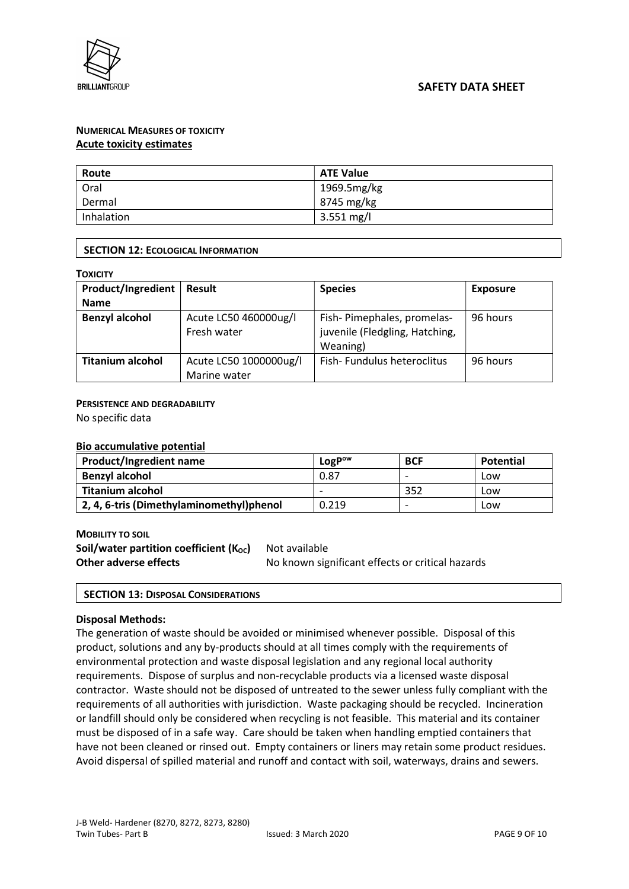#### NUMERICAL MEASURES OF TOXICITY

**Acute toxicity estimates**

| Route | ATE Value |
|---|---|
| Oral | 1969.5mg/kg |
| Dermal | 8745 mg/kg |
| Inhalation | 3.551 mg/l |

## SECTION 12: ECOLOGICAL INFORMATION

**TOXICITY**

| Product/Ingredient Name | Result | Species | Exposure |
|---|---|---|---|
| **Benzyl alcohol** | Acute LC50 460000ug/l Fresh water | Fish- Pimephales, promelas- juvenile (Fledgling, Hatching, Weaning) | 96 hours |
| **Titanium alcohol** | Acute LC50 1000000ug/l Marine water | Fish- Fundulus heteroclitus | 96 hours |

**PERSISTENCE AND DEGRADABILITY**

No specific data

**Bio accumulative potential**

| Product/Ingredient name | $LogP^{ow}$ | BCF | Potential |
|---|---|---|---|
| **Benzyl alcohol** | 0.87 | - | Low |
| **Titanium alcohol** | - | 352 | Low |
| **2, 4, 6-tris (Dimethylaminomethyl)phenol** | 0.219 | - | Low |

**MOBILITY TO SOIL**

**Soil/water partition coefficient ($K_{OC}$)** Not available

**Other adverse effects** No known significant effects or critical hazards

## SECTION 13: DISPOSAL CONSIDERATIONS

**Disposal Methods:**

The generation of waste should be avoided or minimised whenever possible. Disposal of this product, solutions and any by-products should at all times comply with the requirements of environmental protection and waste disposal legislation and any regional local authority requirements. Dispose of surplus and non-recyclable products via a licensed waste disposal contractor. Waste should not be disposed of untreated to the sewer unless fully compliant with the requirements of all authorities with jurisdiction. Waste packaging should be recycled. Incineration or landfill should only be considered when recycling is not feasible. This material and its container must be disposed of in a safe way. Care should be taken when handling emptied containers that have not been cleaned or rinsed out. Empty containers or liners may retain some product residues. Avoid dispersal of spilled material and runoff and contact with soil, waterways, drains and sewers.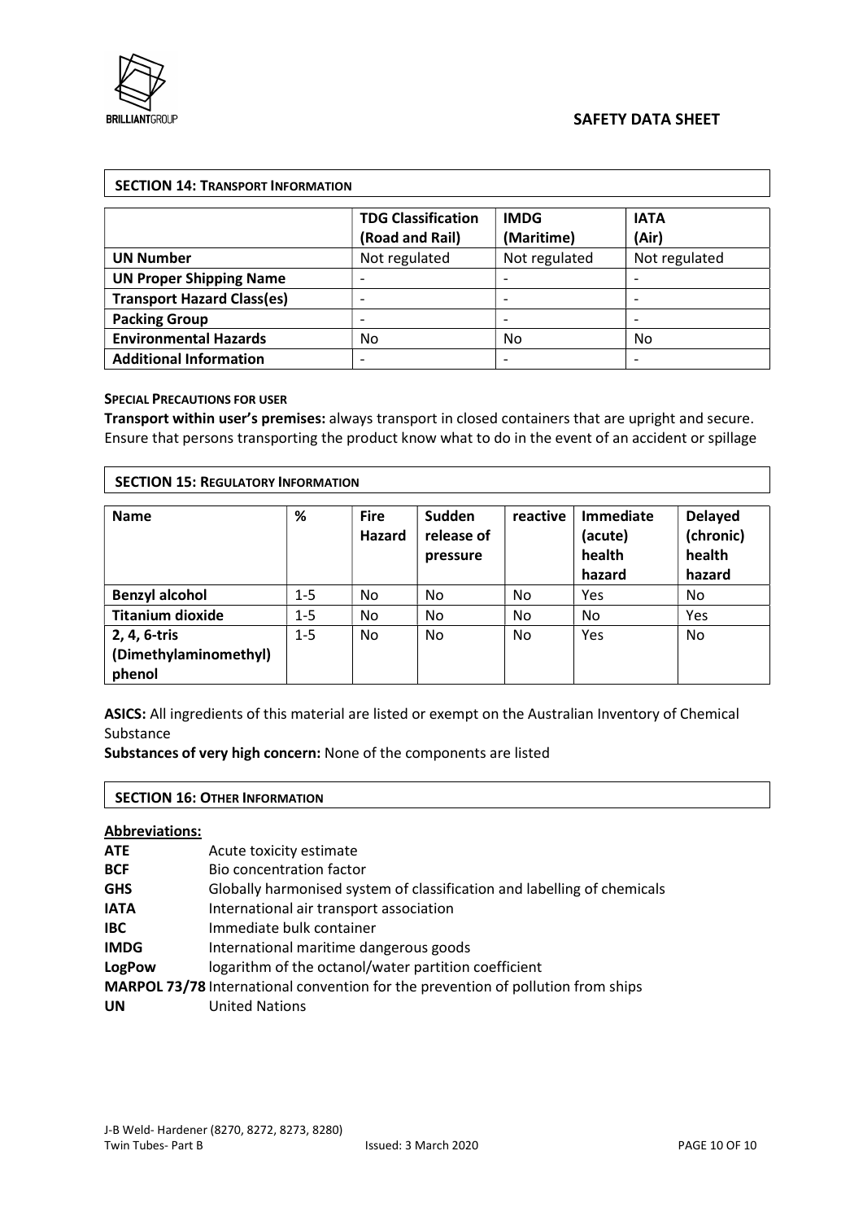## SECTION 14: TRANSPORT INFORMATION

| | TDG Classification (Road and Rail) | IMDG (Maritime) | IATA (Air) |
|---|---|---|---|
| **UN Number** | Not regulated | Not regulated | Not regulated |
| **UN Proper Shipping Name** | - | - | - |
| **Transport Hazard Class(es)** | - | - | - |
| **Packing Group** | - | - | - |
| **Environmental Hazards** | No | No | No |
| **Additional Information** | - | - | - |

**SPECIAL PRECAUTIONS FOR USER**

**Transport within user's premises:** always transport in closed containers that are upright and secure. Ensure that persons transporting the product know what to do in the event of an accident or spillage

## SECTION 15: REGULATORY INFORMATION

| Name | % | Fire Hazard | Sudden release of pressure | reactive | Immediate (acute) health hazard | Delayed (chronic) health hazard |
|---|---|---|---|---|---|---|
| **Benzyl alcohol** | 1-5 | No | No | No | Yes | No |
| **Titanium dioxide** | 1-5 | No | No | No | No | Yes |
| **2, 4, 6-tris (Dimethylaminomethyl) phenol** | 1-5 | No | No | No | Yes | No |

**ASICS:** All ingredients of this material are listed or exempt on the Australian Inventory of Chemical Substance

**Substances of very high concern:** None of the components are listed

## SECTION 16: OTHER INFORMATION

**Abbreviations:**

**ATE** Acute toxicity estimate
**BCF** Bio concentration factor
**GHS** Globally harmonised system of classification and labelling of chemicals
**IATA** International air transport association
**IBC** Immediate bulk container
**IMDG** International maritime dangerous goods
**LogPow** logarithm of the octanol/water partition coefficient
**MARPOL 73/78** International convention for the prevention of pollution from ships
**UN** United Nations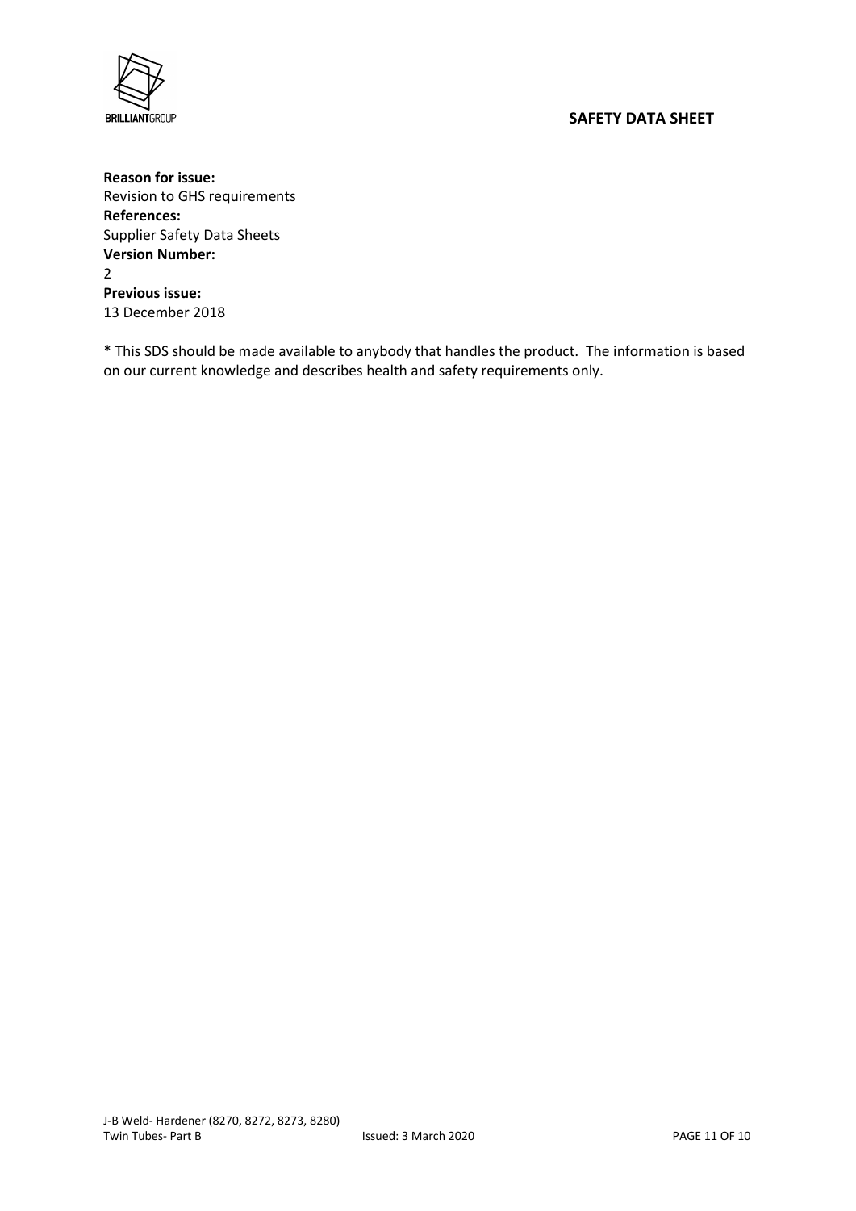**Reason for issue:**
Revision to GHS requirements
**References:**
Supplier Safety Data Sheets
**Version Number:**
2
**Previous issue:**
13 December 2018

* This SDS should be made available to anybody that handles the product. The information is based on our current knowledge and describes health and safety requirements only.